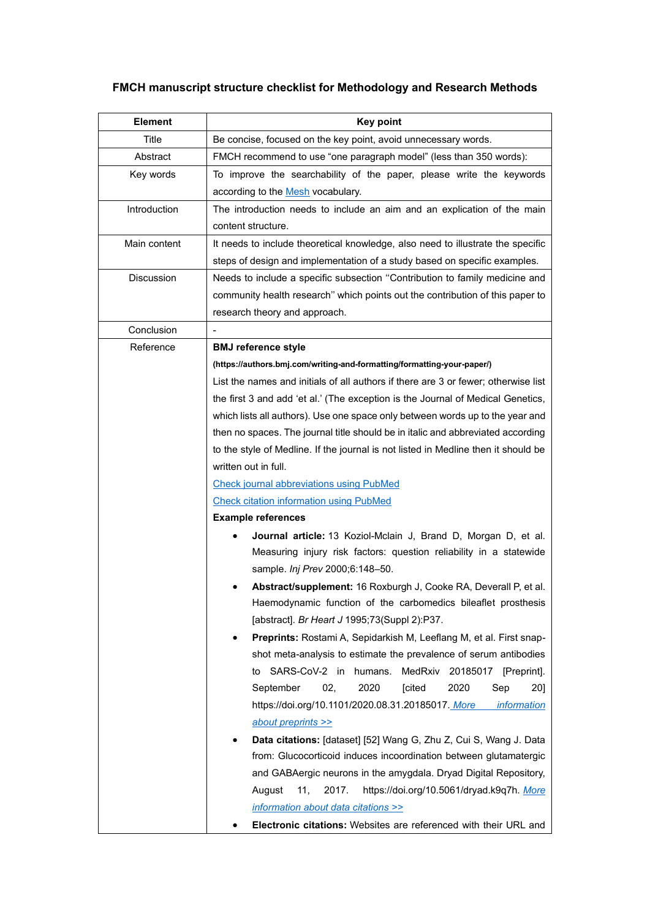**FMCH manuscript structure checklist for Methodology and Research Methods**

| Element | Key point |
| --- | --- |
| Title | Be concise, focused on the key point, avoid unnecessary words. |
| Abstract | FMCH recommend to use "one paragraph model" (less than 350 words): |
| Key words | To improve the searchability of the paper, please write the keywords according to the Mesh vocabulary. |
| Introduction | The introduction needs to include an aim and an explication of the main content structure. |
| Main content | It needs to include theoretical knowledge, also need to illustrate the specific steps of design and implementation of a study based on specific examples. |
| Discussion | Needs to include a specific subsection "Contribution to family medicine and community health research" which points out the contribution of this paper to research theory and approach. |
| Conclusion | - |
| Reference | **BMJ reference style** **(https://authors.bmj.com/writing-and-formatting/formatting-your-paper/)** List the names and initials of all authors if there are 3 or fewer; otherwise list the first 3 and add 'et al.' (The exception is the Journal of Medical Genetics, which lists all authors). Use one space only between words up to the year and then no spaces. The journal title should be in italic and abbreviated according to the style of Medline. If the journal is not listed in Medline then it should be written out in full. Check journal abbreviations using PubMed Check citation information using PubMed **Example references** • **Journal article:** 13 Koziol-Mclain J, Brand D, Morgan D, et al. Measuring injury risk factors: question reliability in a statewide sample. *Inj Prev* 2000;6:148–50. • **Abstract/supplement:** 16 Roxburgh J, Cooke RA, Deverall P, et al. Haemodynamic function of the carbomedics bileaflet prosthesis [abstract]. *Br Heart J* 1995;73(Suppl 2):P37. • **Preprints:** Rostami A, Sepidarkish M, Leeflang M, et al. First snap-shot meta-analysis to estimate the prevalence of serum antibodies to SARS-CoV-2 in humans. MedRxiv 20185017 [Preprint]. September 02, 2020 [cited 2020 Sep 20] https://doi.org/10.1101/2020.08.31.20185017. *More information about preprints >>* • **Data citations:** [dataset] [52] Wang G, Zhu Z, Cui S, Wang J. Data from: Glucocorticoid induces incoordination between glutamatergic and GABAergic neurons in the amygdala. Dryad Digital Repository, August 11, 2017. https://doi.org/10.5061/dryad.k9q7h. *More information about data citations >>* • **Electronic citations:** Websites are referenced with their URL and |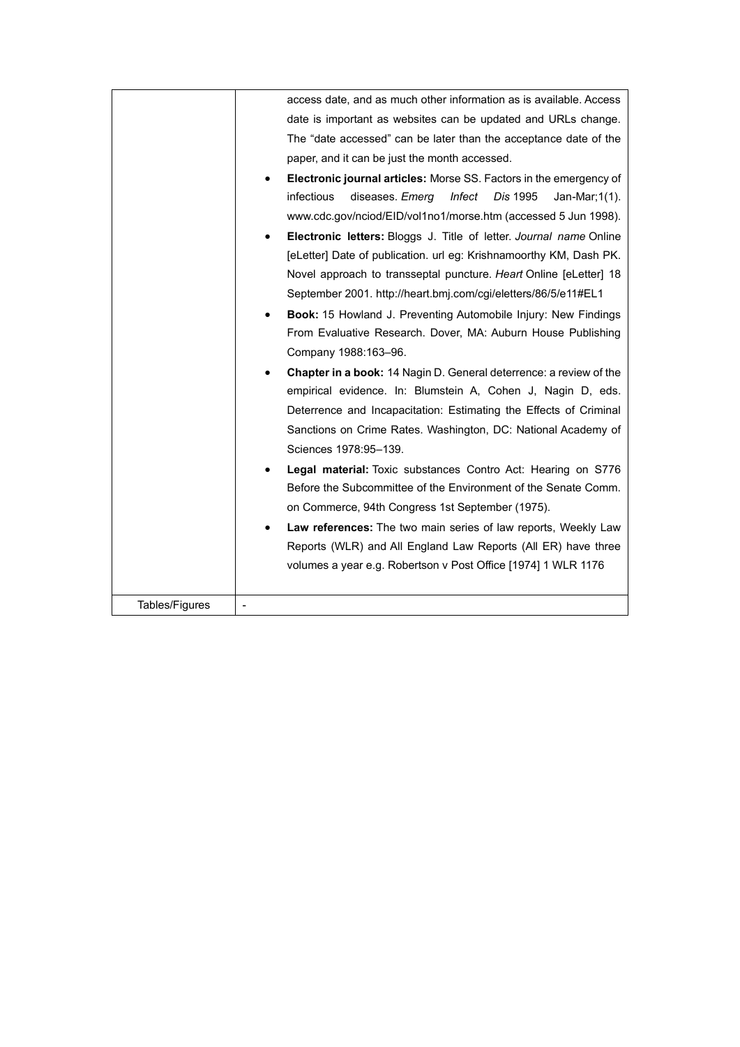| | |
|---|---|
| | access date, and as much other information as is available. Access date is important as websites can be updated and URLs change. The "date accessed" can be later than the acceptance date of the paper, and it can be just the month accessed.<br>• **Electronic journal articles:** Morse SS. Factors in the emergency of infectious diseases. *Emerg Infect Dis* 1995 Jan-Mar;1(1). www.cdc.gov/nciod/EID/vol1no1/morse.htm (accessed 5 Jun 1998).<br>• **Electronic letters:** Bloggs J. Title of letter. *Journal name* Online [eLetter] Date of publication. url eg: Krishnamoorthy KM, Dash PK. Novel approach to transseptal puncture. *Heart* Online [eLetter] 18 September 2001. http://heart.bmj.com/cgi/eletters/86/5/e11#EL1<br>• **Book:** 15 Howland J. Preventing Automobile Injury: New Findings From Evaluative Research. Dover, MA: Auburn House Publishing Company 1988:163–96.<br>• **Chapter in a book:** 14 Nagin D. General deterrence: a review of the empirical evidence. In: Blumstein A, Cohen J, Nagin D, eds. Deterrence and Incapacitation: Estimating the Effects of Criminal Sanctions on Crime Rates. Washington, DC: National Academy of Sciences 1978:95–139.<br>• **Legal material:** Toxic substances Contro Act: Hearing on S776 Before the Subcommittee of the Environment of the Senate Comm. on Commerce, 94th Congress 1st September (1975).<br>• **Law references:** The two main series of law reports, Weekly Law Reports (WLR) and All England Law Reports (All ER) have three volumes a year e.g. Robertson v Post Office [1974] 1 WLR 1176 |
| Tables/Figures | - |